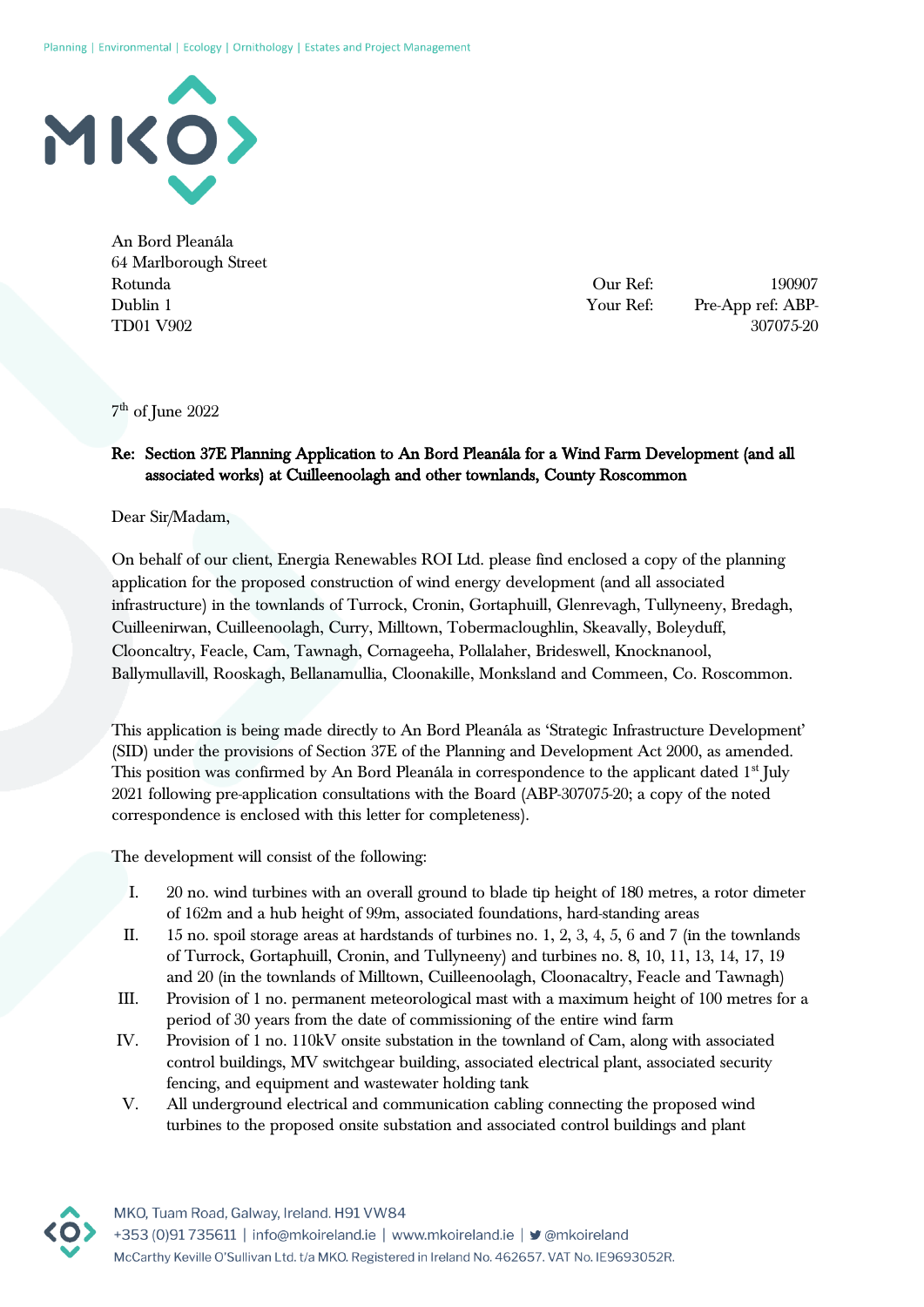Planning | Environmental | Ecology | Ornithology | Estates and Project Management

An Bord Pleanála
64 Marlborough Street
Rotunda
Dublin 1
TD01 V902

Our Ref: 190907
Your Ref: Pre-App ref: ABP-307075-20

7th of June 2022

**Re: Section 37E Planning Application to An Bord Pleanála for a Wind Farm Development (and all associated works) at Cuilleenoolagh and other townlands, County Roscommon**

Dear Sir/Madam,

On behalf of our client, Energia Renewables ROI Ltd. please find enclosed a copy of the planning application for the proposed construction of wind energy development (and all associated infrastructure) in the townlands of Turrock, Cronin, Gortaphuill, Glenrevagh, Tullyneeny, Bredagh, Cuilleenirwan, Cuilleenoolagh, Curry, Milltown, Tobermacloughlin, Skeavally, Boleyduff, Clooncaltry, Feacle, Cam, Tawnagh, Cornageeha, Pollalaher, Brideswell, Knocknanool, Ballymullavill, Rooskagh, Bellanamullia, Cloonakille, Monksland and Commeen, Co. Roscommon.

This application is being made directly to An Bord Pleanála as 'Strategic Infrastructure Development' (SID) under the provisions of Section 37E of the Planning and Development Act 2000, as amended. This position was confirmed by An Bord Pleanála in correspondence to the applicant dated 1st July 2021 following pre-application consultations with the Board (ABP-307075-20; a copy of the noted correspondence is enclosed with this letter for completeness).

The development will consist of the following:

I. 20 no. wind turbines with an overall ground to blade tip height of 180 metres, a rotor dimeter of 162m and a hub height of 99m, associated foundations, hard-standing areas
II. 15 no. spoil storage areas at hardstands of turbines no. 1, 2, 3, 4, 5, 6 and 7 (in the townlands of Turrock, Gortaphuill, Cronin, and Tullyneeny) and turbines no. 8, 10, 11, 13, 14, 17, 19 and 20 (in the townlands of Milltown, Cuilleenoolagh, Cloonacaltry, Feacle and Tawnagh)
III. Provision of 1 no. permanent meteorological mast with a maximum height of 100 metres for a period of 30 years from the date of commissioning of the entire wind farm
IV. Provision of 1 no. 110kV onsite substation in the townland of Cam, along with associated control buildings, MV switchgear building, associated electrical plant, associated security fencing, and equipment and wastewater holding tank
V. All underground electrical and communication cabling connecting the proposed wind turbines to the proposed onsite substation and associated control buildings and plant

MKO, Tuam Road, Galway, Ireland. H91 VW84
+353 (0)91 735611 | info@mkoireland.ie | www.mkoireland.ie | @mkoireland
McCarthy Keville O'Sullivan Ltd. t/a MKO. Registered in Ireland No. 462657. VAT No. IE9693052R.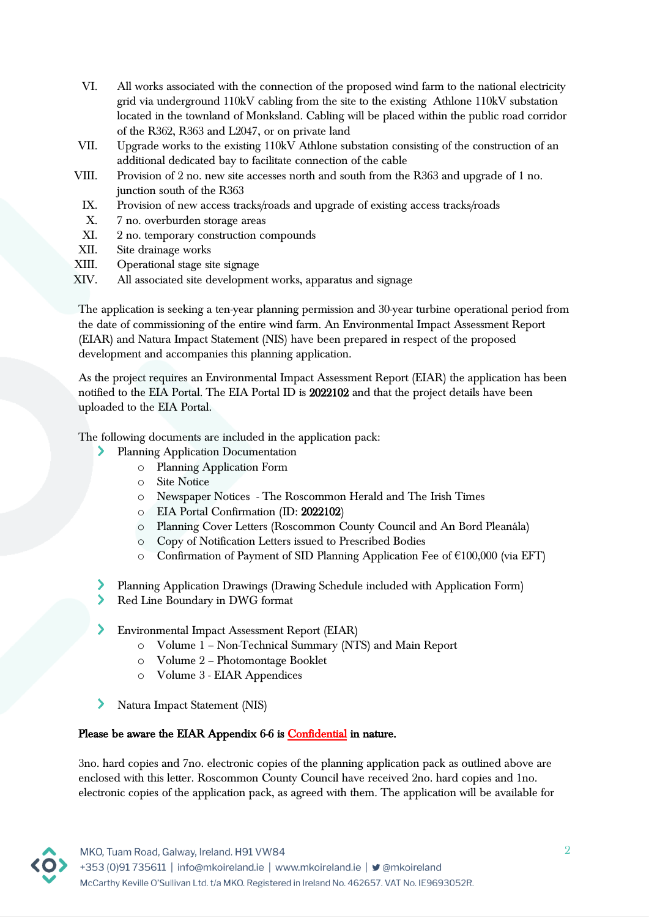VI. All works associated with the connection of the proposed wind farm to the national electricity grid via underground 110kV cabling from the site to the existing Athlone 110kV substation located in the townland of Monksland. Cabling will be placed within the public road corridor of the R362, R363 and L2047, or on private land
VII. Upgrade works to the existing 110kV Athlone substation consisting of the construction of an additional dedicated bay to facilitate connection of the cable
VIII. Provision of 2 no. new site accesses north and south from the R363 and upgrade of 1 no. junction south of the R363
IX. Provision of new access tracks/roads and upgrade of existing access tracks/roads
X. 7 no. overburden storage areas
XI. 2 no. temporary construction compounds
XII. Site drainage works
XIII. Operational stage site signage
XIV. All associated site development works, apparatus and signage

The application is seeking a ten-year planning permission and 30-year turbine operational period from the date of commissioning of the entire wind farm. An Environmental Impact Assessment Report (EIAR) and Natura Impact Statement (NIS) have been prepared in respect of the proposed development and accompanies this planning application.

As the project requires an Environmental Impact Assessment Report (EIAR) the application has been notified to the EIA Portal. The EIA Portal ID is **2022102** and that the project details have been uploaded to the EIA Portal.

The following documents are included in the application pack:

- Planning Application Documentation
  - Planning Application Form
  - Site Notice
  - Newspaper Notices - The Roscommon Herald and The Irish Times
  - EIA Portal Confirmation (ID: **2022102**)
  - Planning Cover Letters (Roscommon County Council and An Bord Pleanála)
  - Copy of Notification Letters issued to Prescribed Bodies
  - Confirmation of Payment of SID Planning Application Fee of €100,000 (via EFT)

- Planning Application Drawings (Drawing Schedule included with Application Form)
- Red Line Boundary in DWG format

- Environmental Impact Assessment Report (EIAR)
  - Volume 1 – Non-Technical Summary (NTS) and Main Report
  - Volume 2 – Photomontage Booklet
  - Volume 3 - EIAR Appendices

- Natura Impact Statement (NIS)

**Please be aware the EIAR Appendix 6-6 is Confidential in nature.**

3no. hard copies and 7no. electronic copies of the planning application pack as outlined above are enclosed with this letter. Roscommon County Council have received 2no. hard copies and 1no. electronic copies of the application pack, as agreed with them. The application will be available for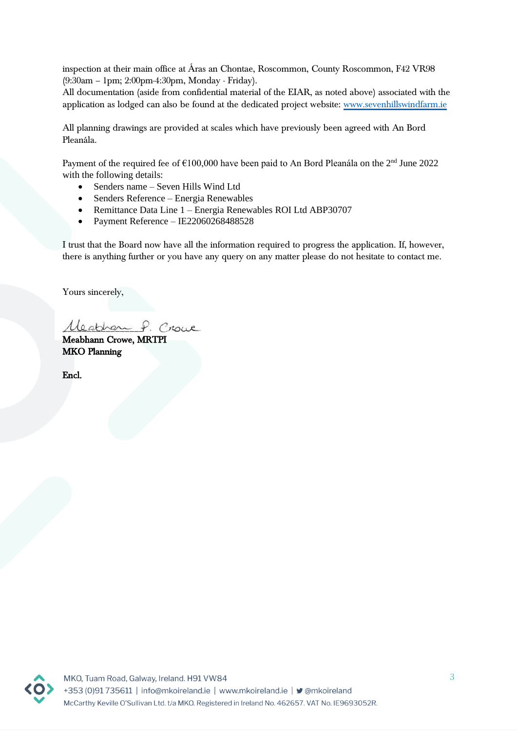inspection at their main office at Áras an Chontae, Roscommon, County Roscommon, F42 VR98 (9:30am – 1pm; 2:00pm-4:30pm, Monday - Friday).
All documentation (aside from confidential material of the EIAR, as noted above) associated with the application as lodged can also be found at the dedicated project website: www.sevenhillswindfarm.ie

All planning drawings are provided at scales which have previously been agreed with An Bord Pleanála.

Payment of the required fee of €100,000 have been paid to An Bord Pleanála on the 2nd June 2022 with the following details:

- Senders name – Seven Hills Wind Ltd
- Senders Reference – Energia Renewables
- Remittance Data Line 1 – Energia Renewables ROI Ltd ABP30707
- Payment Reference – IE22060268488528

I trust that the Board now have all the information required to progress the application. If, however, there is anything further or you have any query on any matter please do not hesitate to contact me.

Yours sincerely,

Meabhann P. Crowe

**Meabhann Crowe, MRTPI**
**MKO Planning**

**Encl.**